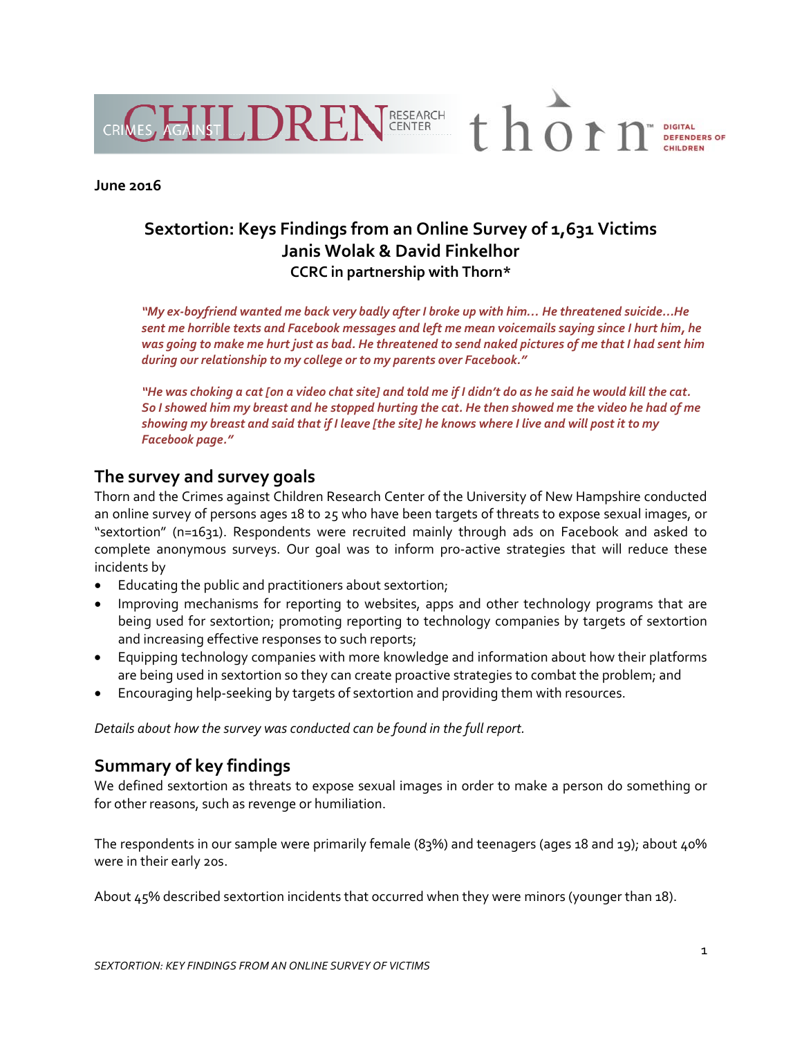June 2016

# Sextortion: Keys Findings from an Online Survey of 1,631 Victims

## Janis Wolak & David Finkelhor

### CCRC in partnership with Thorn*

*"My ex-boyfriend wanted me back very badly after I broke up with him… He threatened suicide…He sent me horrible texts and Facebook messages and left me mean voicemails saying since I hurt him, he was going to make me hurt just as bad. He threatened to send naked pictures of me that I had sent him during our relationship to my college or to my parents over Facebook."*

*"He was choking a cat [on a video chat site] and told me if I didn't do as he said he would kill the cat. So I showed him my breast and he stopped hurting the cat. He then showed me the video he had of me showing my breast and said that if I leave [the site] he knows where I live and will post it to my Facebook page."*

## The survey and survey goals

Thorn and the Crimes against Children Research Center of the University of New Hampshire conducted an online survey of persons ages 18 to 25 who have been targets of threats to expose sexual images, or "sextortion" (n=1631). Respondents were recruited mainly through ads on Facebook and asked to complete anonymous surveys. Our goal was to inform pro-active strategies that will reduce these incidents by

- Educating the public and practitioners about sextortion;
- Improving mechanisms for reporting to websites, apps and other technology programs that are being used for sextortion; promoting reporting to technology companies by targets of sextortion and increasing effective responses to such reports;
- Equipping technology companies with more knowledge and information about how their platforms are being used in sextortion so they can create proactive strategies to combat the problem; and
- Encouraging help-seeking by targets of sextortion and providing them with resources.

*Details about how the survey was conducted can be found in the full report.*

## Summary of key findings

We defined sextortion as threats to expose sexual images in order to make a person do something or for other reasons, such as revenge or humiliation.

The respondents in our sample were primarily female (83%) and teenagers (ages 18 and 19); about 40% were in their early 20s.

About 45% described sextortion incidents that occurred when they were minors (younger than 18).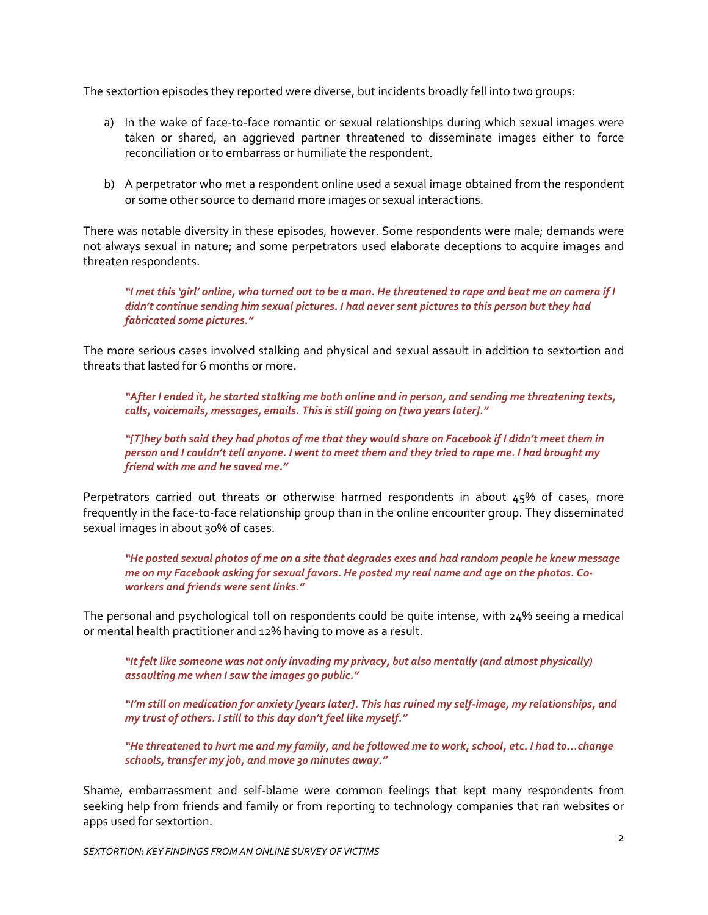The sextortion episodes they reported were diverse, but incidents broadly fell into two groups:

a) In the wake of face-to-face romantic or sexual relationships during which sexual images were taken or shared, an aggrieved partner threatened to disseminate images either to force reconciliation or to embarrass or humiliate the respondent.

b) A perpetrator who met a respondent online used a sexual image obtained from the respondent or some other source to demand more images or sexual interactions.

There was notable diversity in these episodes, however. Some respondents were male; demands were not always sexual in nature; and some perpetrators used elaborate deceptions to acquire images and threaten respondents.

> ***"I met this 'girl' online, who turned out to be a man. He threatened to rape and beat me on camera if I didn't continue sending him sexual pictures. I had never sent pictures to this person but they had fabricated some pictures."***

The more serious cases involved stalking and physical and sexual assault in addition to sextortion and threats that lasted for 6 months or more.

> ***"After I ended it, he started stalking me both online and in person, and sending me threatening texts, calls, voicemails, messages, emails. This is still going on [two years later]."***

> ***"[T]hey both said they had photos of me that they would share on Facebook if I didn't meet them in person and I couldn't tell anyone. I went to meet them and they tried to rape me. I had brought my friend with me and he saved me."***

Perpetrators carried out threats or otherwise harmed respondents in about 45% of cases, more frequently in the face-to-face relationship group than in the online encounter group. They disseminated sexual images in about 30% of cases.

> ***"He posted sexual photos of me on a site that degrades exes and had random people he knew message me on my Facebook asking for sexual favors. He posted my real name and age on the photos. Co-workers and friends were sent links."***

The personal and psychological toll on respondents could be quite intense, with 24% seeing a medical or mental health practitioner and 12% having to move as a result.

> ***"It felt like someone was not only invading my privacy, but also mentally (and almost physically) assaulting me when I saw the images go public."***

> ***"I'm still on medication for anxiety [years later]. This has ruined my self-image, my relationships, and my trust of others. I still to this day don't feel like myself."***

> ***"He threatened to hurt me and my family, and he followed me to work, school, etc. I had to…change schools, transfer my job, and move 30 minutes away."***

Shame, embarrassment and self-blame were common feelings that kept many respondents from seeking help from friends and family or from reporting to technology companies that ran websites or apps used for sextortion.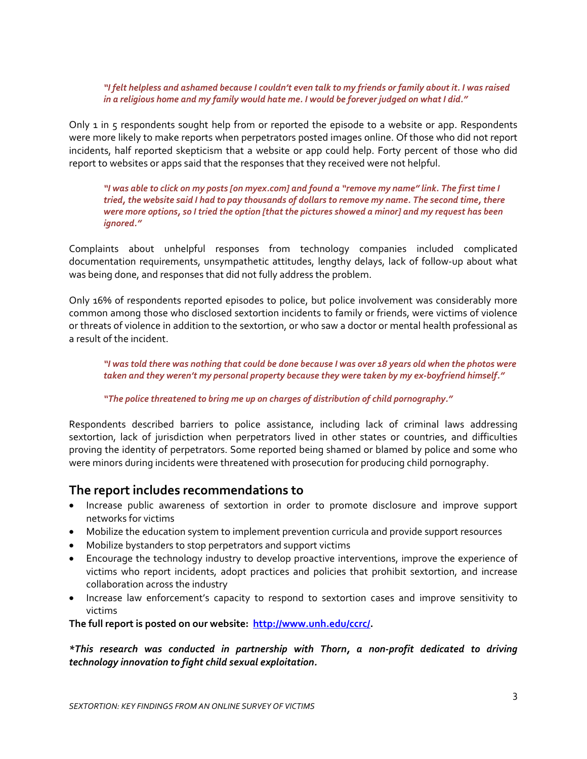*"I felt helpless and ashamed because I couldn't even talk to my friends or family about it. I was raised in a religious home and my family would hate me. I would be forever judged on what I did."*

Only 1 in 5 respondents sought help from or reported the episode to a website or app. Respondents were more likely to make reports when perpetrators posted images online. Of those who did not report incidents, half reported skepticism that a website or app could help. Forty percent of those who did report to websites or apps said that the responses that they received were not helpful.

*"I was able to click on my posts [on myex.com] and found a "remove my name" link. The first time I tried, the website said I had to pay thousands of dollars to remove my name. The second time, there were more options, so I tried the option [that the pictures showed a minor] and my request has been ignored."*

Complaints about unhelpful responses from technology companies included complicated documentation requirements, unsympathetic attitudes, lengthy delays, lack of follow-up about what was being done, and responses that did not fully address the problem.

Only 16% of respondents reported episodes to police, but police involvement was considerably more common among those who disclosed sextortion incidents to family or friends, were victims of violence or threats of violence in addition to the sextortion, or who saw a doctor or mental health professional as a result of the incident.

*"I was told there was nothing that could be done because I was over 18 years old when the photos were taken and they weren't my personal property because they were taken by my ex-boyfriend himself."*

*"The police threatened to bring me up on charges of distribution of child pornography."*

Respondents described barriers to police assistance, including lack of criminal laws addressing sextortion, lack of jurisdiction when perpetrators lived in other states or countries, and difficulties proving the identity of perpetrators. Some reported being shamed or blamed by police and some who were minors during incidents were threatened with prosecution for producing child pornography.

## The report includes recommendations to

- Increase public awareness of sextortion in order to promote disclosure and improve support networks for victims
- Mobilize the education system to implement prevention curricula and provide support resources
- Mobilize bystanders to stop perpetrators and support victims
- Encourage the technology industry to develop proactive interventions, improve the experience of victims who report incidents, adopt practices and policies that prohibit sextortion, and increase collaboration across the industry
- Increase law enforcement's capacity to respond to sextortion cases and improve sensitivity to victims

**The full report is posted on our website: [http://www.unh.edu/ccrc/](http://www.unh.edu/ccrc/).**

***This research was conducted in partnership with Thorn, a non-profit dedicated to driving technology innovation to fight child sexual exploitation.**